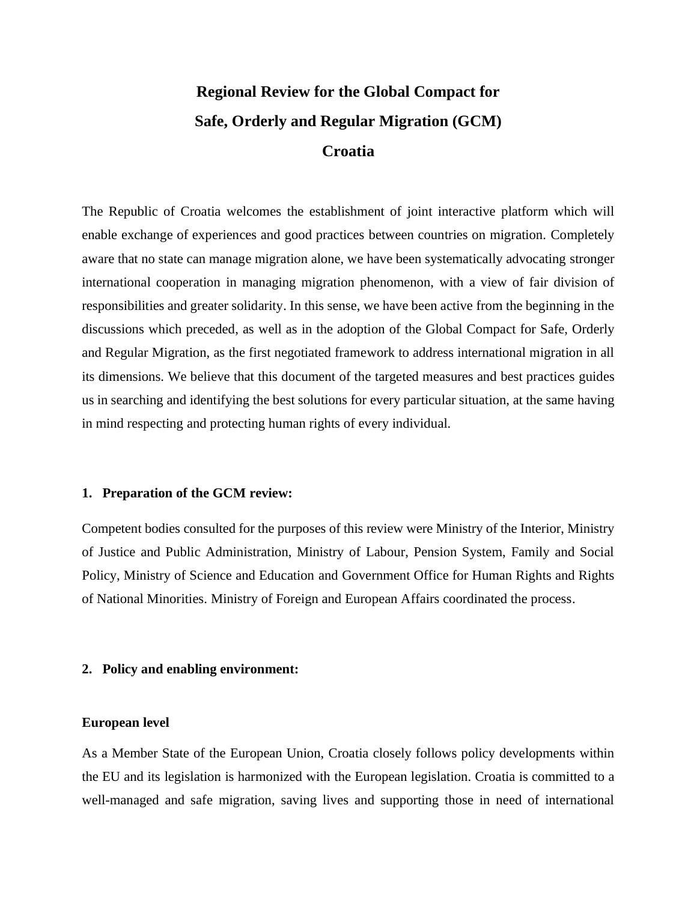# Regional Review for the Global Compact for Safe, Orderly and Regular Migration (GCM) Croatia

The Republic of Croatia welcomes the establishment of joint interactive platform which will enable exchange of experiences and good practices between countries on migration. Completely aware that no state can manage migration alone, we have been systematically advocating stronger international cooperation in managing migration phenomenon, with a view of fair division of responsibilities and greater solidarity. In this sense, we have been active from the beginning in the discussions which preceded, as well as in the adoption of the Global Compact for Safe, Orderly and Regular Migration, as the first negotiated framework to address international migration in all its dimensions. We believe that this document of the targeted measures and best practices guides us in searching and identifying the best solutions for every particular situation, at the same having in mind respecting and protecting human rights of every individual.

## 1. Preparation of the GCM review:

Competent bodies consulted for the purposes of this review were Ministry of the Interior, Ministry of Justice and Public Administration, Ministry of Labour, Pension System, Family and Social Policy, Ministry of Science and Education and Government Office for Human Rights and Rights of National Minorities. Ministry of Foreign and European Affairs coordinated the process.

## 2. Policy and enabling environment:

### European level

As a Member State of the European Union, Croatia closely follows policy developments within the EU and its legislation is harmonized with the European legislation. Croatia is committed to a well-managed and safe migration, saving lives and supporting those in need of international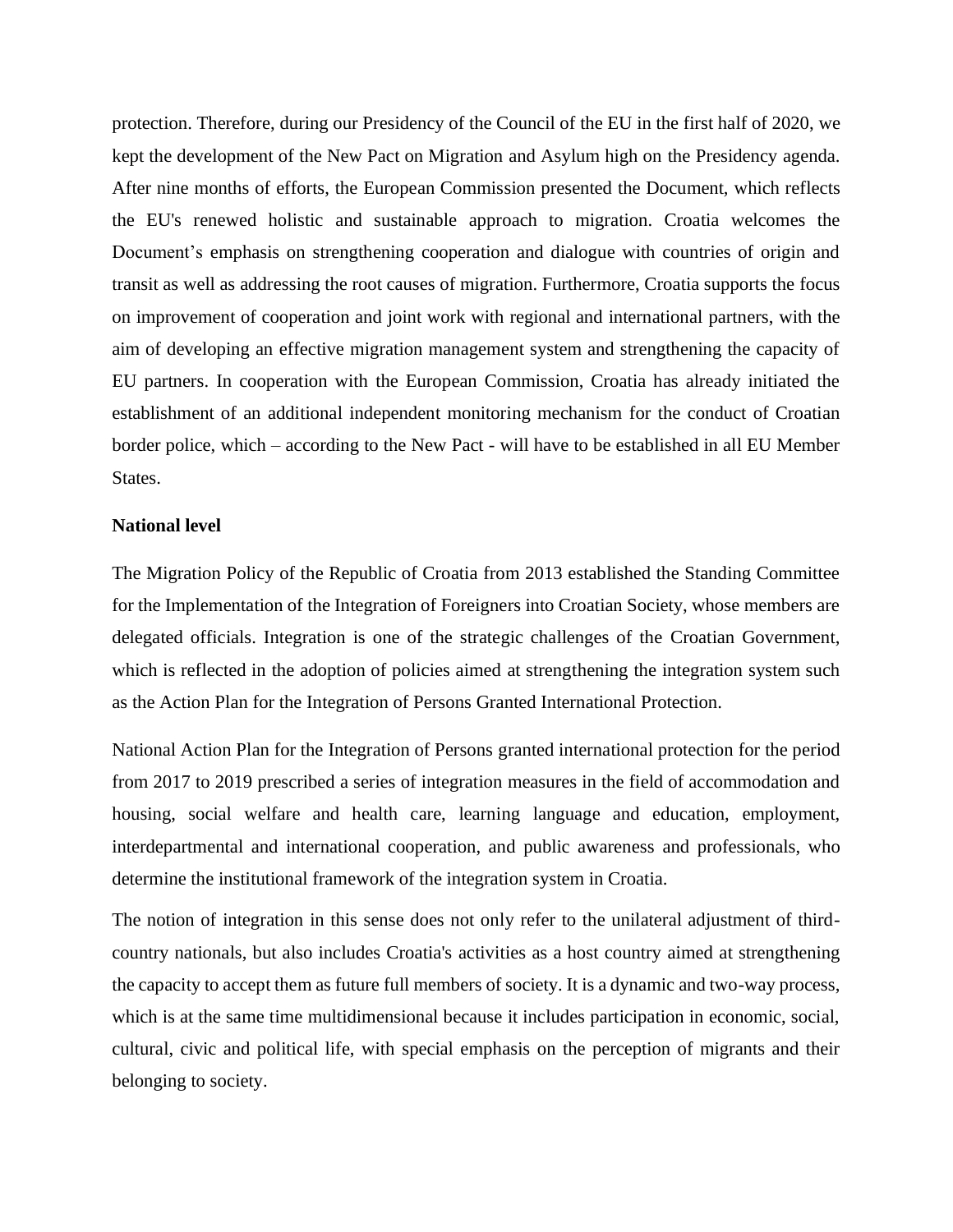protection. Therefore, during our Presidency of the Council of the EU in the first half of 2020, we kept the development of the New Pact on Migration and Asylum high on the Presidency agenda. After nine months of efforts, the European Commission presented the Document, which reflects the EU's renewed holistic and sustainable approach to migration. Croatia welcomes the Document's emphasis on strengthening cooperation and dialogue with countries of origin and transit as well as addressing the root causes of migration. Furthermore, Croatia supports the focus on improvement of cooperation and joint work with regional and international partners, with the aim of developing an effective migration management system and strengthening the capacity of EU partners. In cooperation with the European Commission, Croatia has already initiated the establishment of an additional independent monitoring mechanism for the conduct of Croatian border police, which – according to the New Pact - will have to be established in all EU Member States.

**National level**

The Migration Policy of the Republic of Croatia from 2013 established the Standing Committee for the Implementation of the Integration of Foreigners into Croatian Society, whose members are delegated officials. Integration is one of the strategic challenges of the Croatian Government, which is reflected in the adoption of policies aimed at strengthening the integration system such as the Action Plan for the Integration of Persons Granted International Protection.

National Action Plan for the Integration of Persons granted international protection for the period from 2017 to 2019 prescribed a series of integration measures in the field of accommodation and housing, social welfare and health care, learning language and education, employment, interdepartmental and international cooperation, and public awareness and professionals, who determine the institutional framework of the integration system in Croatia.

The notion of integration in this sense does not only refer to the unilateral adjustment of third-country nationals, but also includes Croatia's activities as a host country aimed at strengthening the capacity to accept them as future full members of society. It is a dynamic and two-way process, which is at the same time multidimensional because it includes participation in economic, social, cultural, civic and political life, with special emphasis on the perception of migrants and their belonging to society.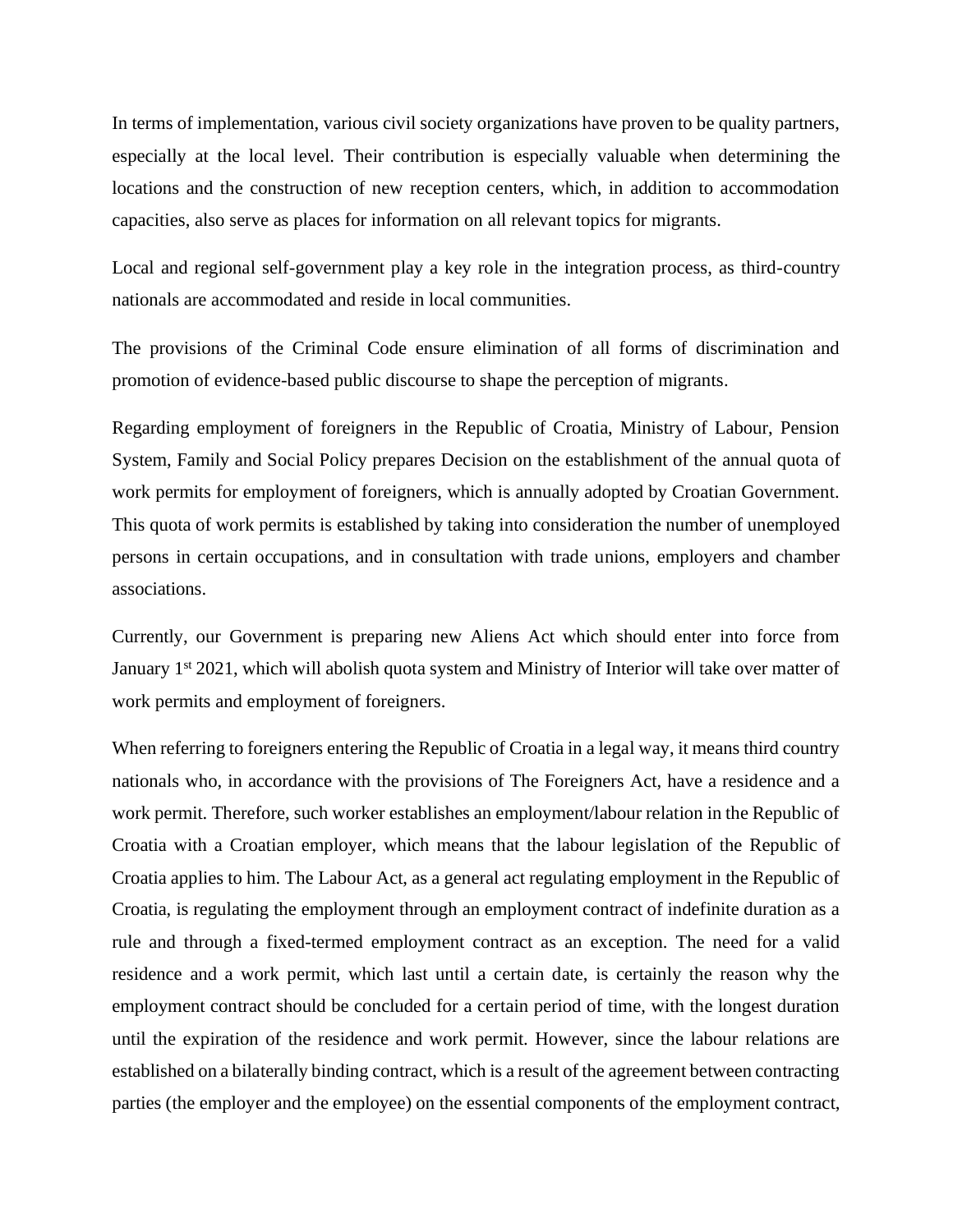In terms of implementation, various civil society organizations have proven to be quality partners, especially at the local level. Their contribution is especially valuable when determining the locations and the construction of new reception centers, which, in addition to accommodation capacities, also serve as places for information on all relevant topics for migrants.

Local and regional self-government play a key role in the integration process, as third-country nationals are accommodated and reside in local communities.

The provisions of the Criminal Code ensure elimination of all forms of discrimination and promotion of evidence-based public discourse to shape the perception of migrants.

Regarding employment of foreigners in the Republic of Croatia, Ministry of Labour, Pension System, Family and Social Policy prepares Decision on the establishment of the annual quota of work permits for employment of foreigners, which is annually adopted by Croatian Government. This quota of work permits is established by taking into consideration the number of unemployed persons in certain occupations, and in consultation with trade unions, employers and chamber associations.

Currently, our Government is preparing new Aliens Act which should enter into force from January 1st 2021, which will abolish quota system and Ministry of Interior will take over matter of work permits and employment of foreigners.

When referring to foreigners entering the Republic of Croatia in a legal way, it means third country nationals who, in accordance with the provisions of The Foreigners Act, have a residence and a work permit. Therefore, such worker establishes an employment/labour relation in the Republic of Croatia with a Croatian employer, which means that the labour legislation of the Republic of Croatia applies to him. The Labour Act, as a general act regulating employment in the Republic of Croatia, is regulating the employment through an employment contract of indefinite duration as a rule and through a fixed-termed employment contract as an exception. The need for a valid residence and a work permit, which last until a certain date, is certainly the reason why the employment contract should be concluded for a certain period of time, with the longest duration until the expiration of the residence and work permit. However, since the labour relations are established on a bilaterally binding contract, which is a result of the agreement between contracting parties (the employer and the employee) on the essential components of the employment contract,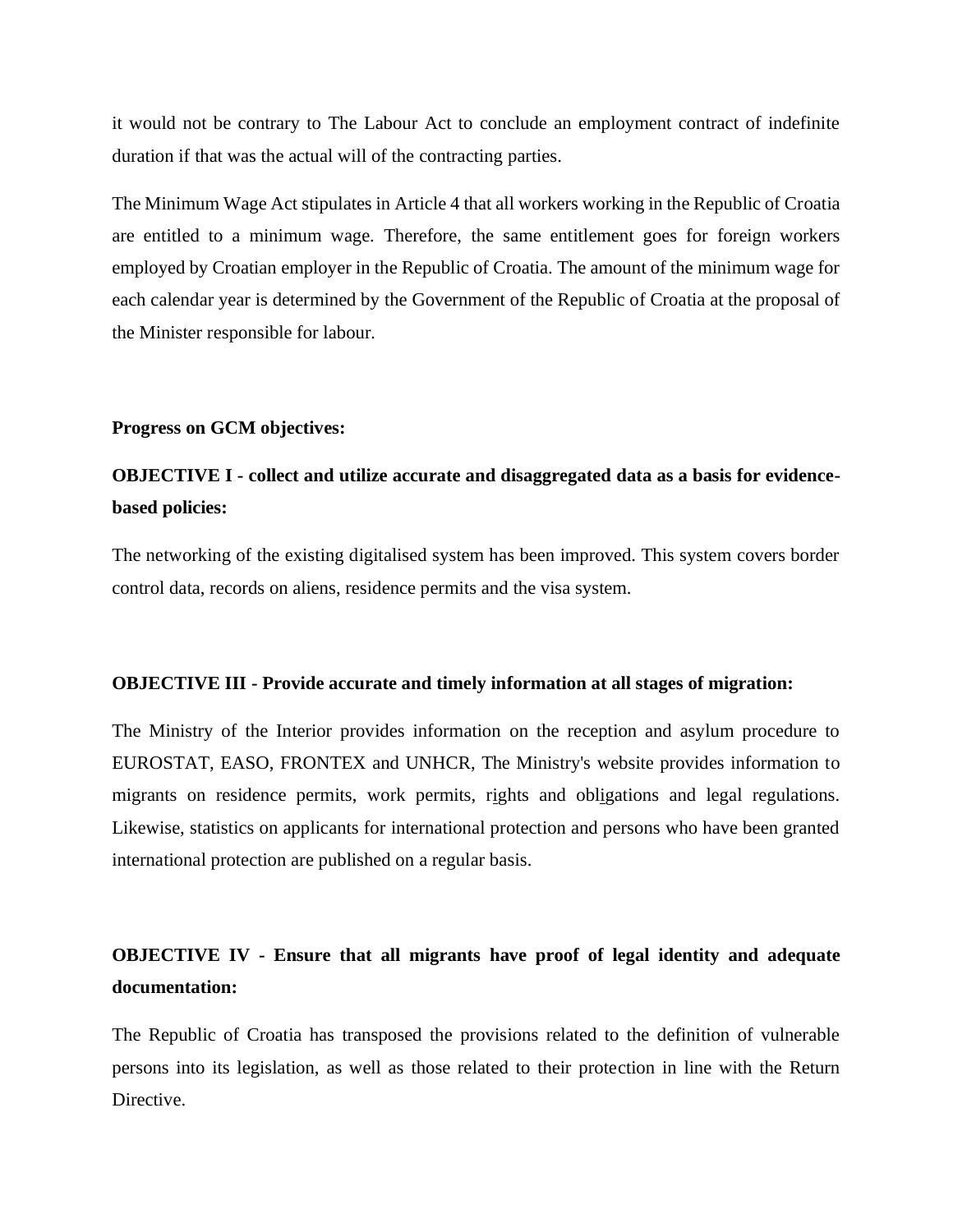it would not be contrary to The Labour Act to conclude an employment contract of indefinite duration if that was the actual will of the contracting parties.

The Minimum Wage Act stipulates in Article 4 that all workers working in the Republic of Croatia are entitled to a minimum wage. Therefore, the same entitlement goes for foreign workers employed by Croatian employer in the Republic of Croatia. The amount of the minimum wage for each calendar year is determined by the Government of the Republic of Croatia at the proposal of the Minister responsible for labour.

**Progress on GCM objectives:**

**OBJECTIVE I - collect and utilize accurate and disaggregated data as a basis for evidence-based policies:**

The networking of the existing digitalised system has been improved. This system covers border control data, records on aliens, residence permits and the visa system.

**OBJECTIVE III - Provide accurate and timely information at all stages of migration:**

The Ministry of the Interior provides information on the reception and asylum procedure to EUROSTAT, EASO, FRONTEX and UNHCR, The Ministry's website provides information to migrants on residence permits, work permits, rights and obligations and legal regulations. Likewise, statistics on applicants for international protection and persons who have been granted international protection are published on a regular basis.

**OBJECTIVE IV - Ensure that all migrants have proof of legal identity and adequate documentation:**

The Republic of Croatia has transposed the provisions related to the definition of vulnerable persons into its legislation, as well as those related to their protection in line with the Return Directive.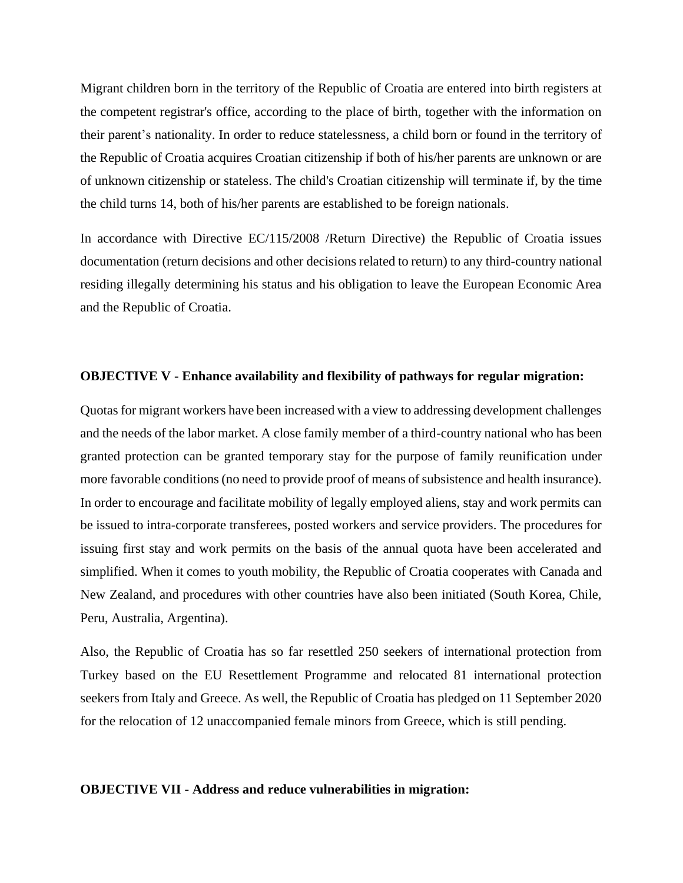Migrant children born in the territory of the Republic of Croatia are entered into birth registers at the competent registrar's office, according to the place of birth, together with the information on their parent's nationality. In order to reduce statelessness, a child born or found in the territory of the Republic of Croatia acquires Croatian citizenship if both of his/her parents are unknown or are of unknown citizenship or stateless. The child's Croatian citizenship will terminate if, by the time the child turns 14, both of his/her parents are established to be foreign nationals.

In accordance with Directive EC/115/2008 /Return Directive) the Republic of Croatia issues documentation (return decisions and other decisions related to return) to any third-country national residing illegally determining his status and his obligation to leave the European Economic Area and the Republic of Croatia.

**OBJECTIVE V - Enhance availability and flexibility of pathways for regular migration:**

Quotas for migrant workers have been increased with a view to addressing development challenges and the needs of the labor market. A close family member of a third-country national who has been granted protection can be granted temporary stay for the purpose of family reunification under more favorable conditions (no need to provide proof of means of subsistence and health insurance). In order to encourage and facilitate mobility of legally employed aliens, stay and work permits can be issued to intra-corporate transferees, posted workers and service providers. The procedures for issuing first stay and work permits on the basis of the annual quota have been accelerated and simplified. When it comes to youth mobility, the Republic of Croatia cooperates with Canada and New Zealand, and procedures with other countries have also been initiated (South Korea, Chile, Peru, Australia, Argentina).

Also, the Republic of Croatia has so far resettled 250 seekers of international protection from Turkey based on the EU Resettlement Programme and relocated 81 international protection seekers from Italy and Greece. As well, the Republic of Croatia has pledged on 11 September 2020 for the relocation of 12 unaccompanied female minors from Greece, which is still pending.

**OBJECTIVE VII - Address and reduce vulnerabilities in migration:**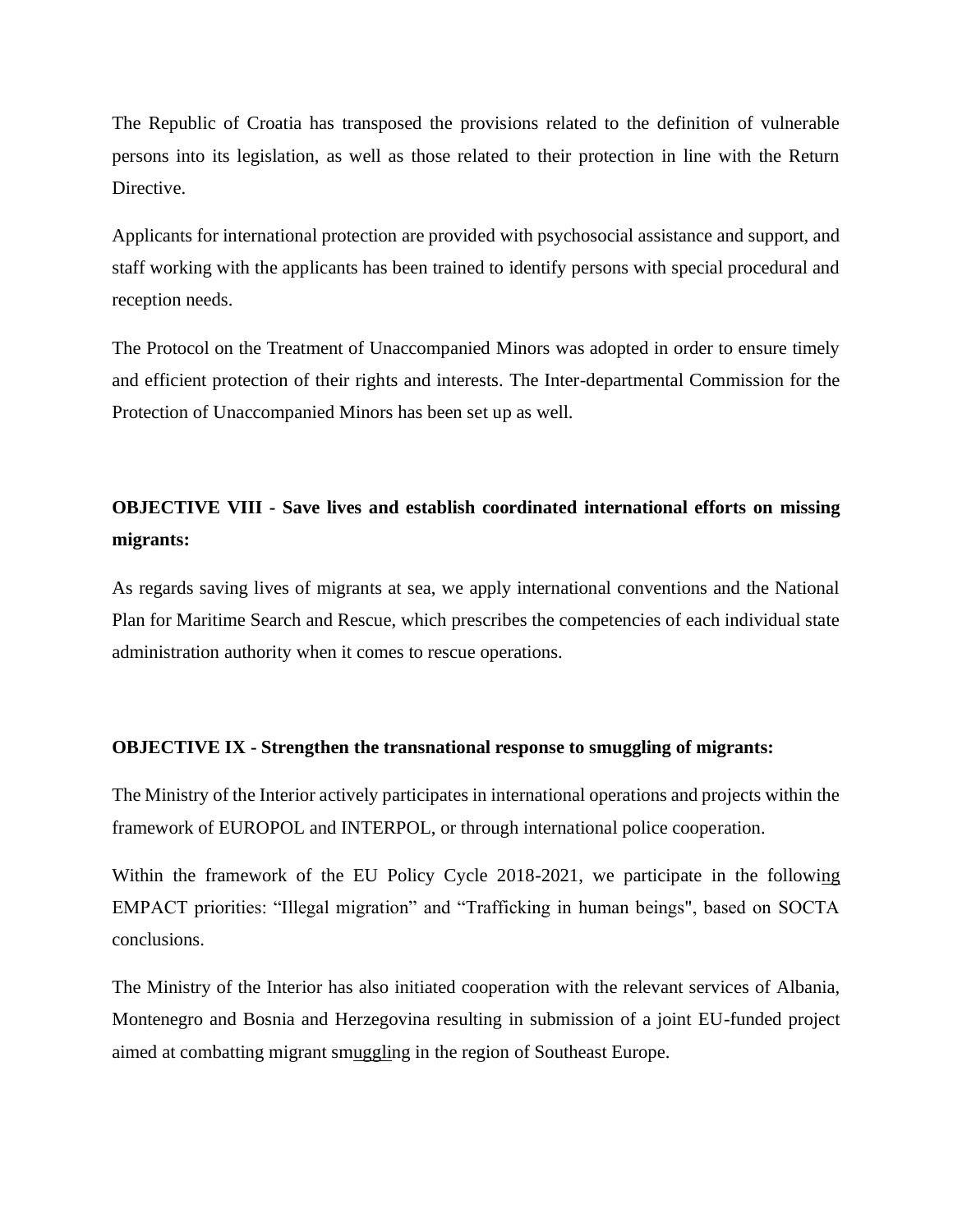The Republic of Croatia has transposed the provisions related to the definition of vulnerable persons into its legislation, as well as those related to their protection in line with the Return Directive.

Applicants for international protection are provided with psychosocial assistance and support, and staff working with the applicants has been trained to identify persons with special procedural and reception needs.

The Protocol on the Treatment of Unaccompanied Minors was adopted in order to ensure timely and efficient protection of their rights and interests. The Inter-departmental Commission for the Protection of Unaccompanied Minors has been set up as well.

**OBJECTIVE VIII - Save lives and establish coordinated international efforts on missing migrants:**

As regards saving lives of migrants at sea, we apply international conventions and the National Plan for Maritime Search and Rescue, which prescribes the competencies of each individual state administration authority when it comes to rescue operations.

**OBJECTIVE IX - Strengthen the transnational response to smuggling of migrants:**

The Ministry of the Interior actively participates in international operations and projects within the framework of EUROPOL and INTERPOL, or through international police cooperation.

Within the framework of the EU Policy Cycle 2018-2021, we participate in the following EMPACT priorities: "Illegal migration" and "Trafficking in human beings", based on SOCTA conclusions.

The Ministry of the Interior has also initiated cooperation with the relevant services of Albania, Montenegro and Bosnia and Herzegovina resulting in submission of a joint EU-funded project aimed at combatting migrant smuggling in the region of Southeast Europe.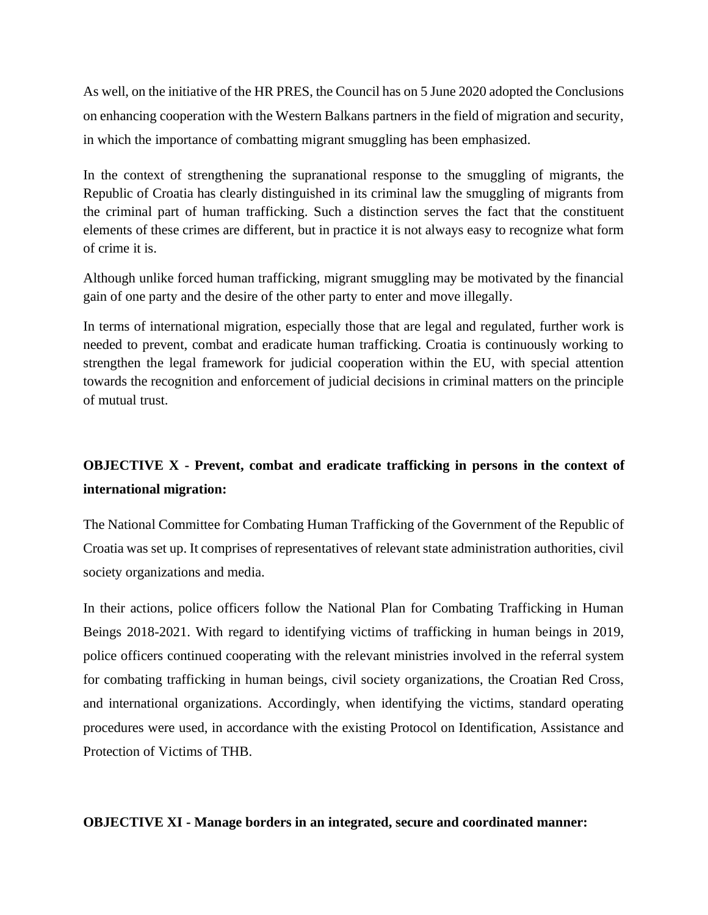As well, on the initiative of the HR PRES, the Council has on 5 June 2020 adopted the Conclusions on enhancing cooperation with the Western Balkans partners in the field of migration and security, in which the importance of combatting migrant smuggling has been emphasized.

In the context of strengthening the supranational response to the smuggling of migrants, the Republic of Croatia has clearly distinguished in its criminal law the smuggling of migrants from the criminal part of human trafficking. Such a distinction serves the fact that the constituent elements of these crimes are different, but in practice it is not always easy to recognize what form of crime it is.

Although unlike forced human trafficking, migrant smuggling may be motivated by the financial gain of one party and the desire of the other party to enter and move illegally.

In terms of international migration, especially those that are legal and regulated, further work is needed to prevent, combat and eradicate human trafficking. Croatia is continuously working to strengthen the legal framework for judicial cooperation within the EU, with special attention towards the recognition and enforcement of judicial decisions in criminal matters on the principle of mutual trust.

## OBJECTIVE X - Prevent, combat and eradicate trafficking in persons in the context of international migration:

The National Committee for Combating Human Trafficking of the Government of the Republic of Croatia was set up. It comprises of representatives of relevant state administration authorities, civil society organizations and media.

In their actions, police officers follow the National Plan for Combating Trafficking in Human Beings 2018-2021. With regard to identifying victims of trafficking in human beings in 2019, police officers continued cooperating with the relevant ministries involved in the referral system for combating trafficking in human beings, civil society organizations, the Croatian Red Cross, and international organizations. Accordingly, when identifying the victims, standard operating procedures were used, in accordance with the existing Protocol on Identification, Assistance and Protection of Victims of THB.

## OBJECTIVE XI - Manage borders in an integrated, secure and coordinated manner: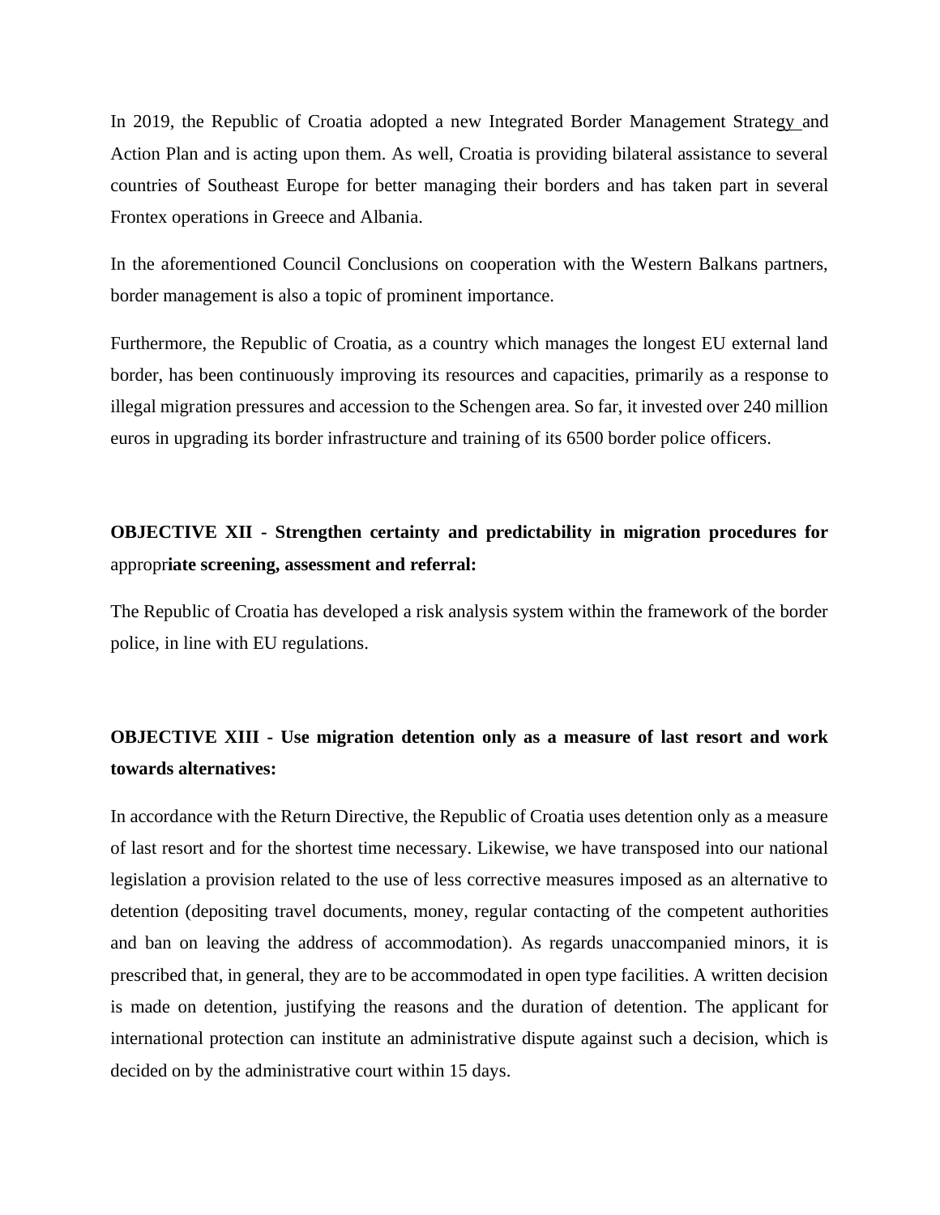In 2019, the Republic of Croatia adopted a new Integrated Border Management Strategy and Action Plan and is acting upon them. As well, Croatia is providing bilateral assistance to several countries of Southeast Europe for better managing their borders and has taken part in several Frontex operations in Greece and Albania.

In the aforementioned Council Conclusions on cooperation with the Western Balkans partners, border management is also a topic of prominent importance.

Furthermore, the Republic of Croatia, as a country which manages the longest EU external land border, has been continuously improving its resources and capacities, primarily as a response to illegal migration pressures and accession to the Schengen area. So far, it invested over 240 million euros in upgrading its border infrastructure and training of its 6500 border police officers.

**OBJECTIVE XII - Strengthen certainty and predictability in migration procedures for appropriate screening, assessment and referral:**

The Republic of Croatia has developed a risk analysis system within the framework of the border police, in line with EU regulations.

**OBJECTIVE XIII - Use migration detention only as a measure of last resort and work towards alternatives:**

In accordance with the Return Directive, the Republic of Croatia uses detention only as a measure of last resort and for the shortest time necessary. Likewise, we have transposed into our national legislation a provision related to the use of less corrective measures imposed as an alternative to detention (depositing travel documents, money, regular contacting of the competent authorities and ban on leaving the address of accommodation). As regards unaccompanied minors, it is prescribed that, in general, they are to be accommodated in open type facilities. A written decision is made on detention, justifying the reasons and the duration of detention. The applicant for international protection can institute an administrative dispute against such a decision, which is decided on by the administrative court within 15 days.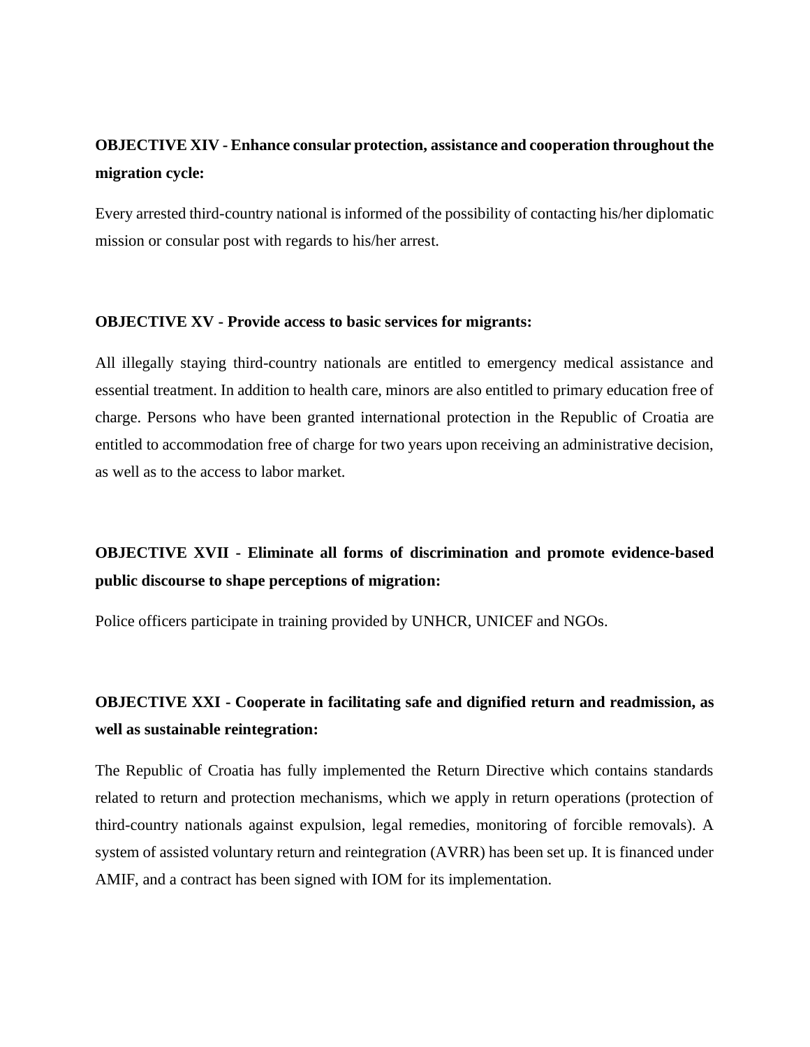**OBJECTIVE XIV - Enhance consular protection, assistance and cooperation throughout the migration cycle:**

Every arrested third-country national is informed of the possibility of contacting his/her diplomatic mission or consular post with regards to his/her arrest.

**OBJECTIVE XV - Provide access to basic services for migrants:**

All illegally staying third-country nationals are entitled to emergency medical assistance and essential treatment. In addition to health care, minors are also entitled to primary education free of charge. Persons who have been granted international protection in the Republic of Croatia are entitled to accommodation free of charge for two years upon receiving an administrative decision, as well as to the access to labor market.

**OBJECTIVE XVII - Eliminate all forms of discrimination and promote evidence-based public discourse to shape perceptions of migration:**

Police officers participate in training provided by UNHCR, UNICEF and NGOs.

**OBJECTIVE XXI - Cooperate in facilitating safe and dignified return and readmission, as well as sustainable reintegration:**

The Republic of Croatia has fully implemented the Return Directive which contains standards related to return and protection mechanisms, which we apply in return operations (protection of third-country nationals against expulsion, legal remedies, monitoring of forcible removals). A system of assisted voluntary return and reintegration (AVRR) has been set up. It is financed under AMIF, and a contract has been signed with IOM for its implementation.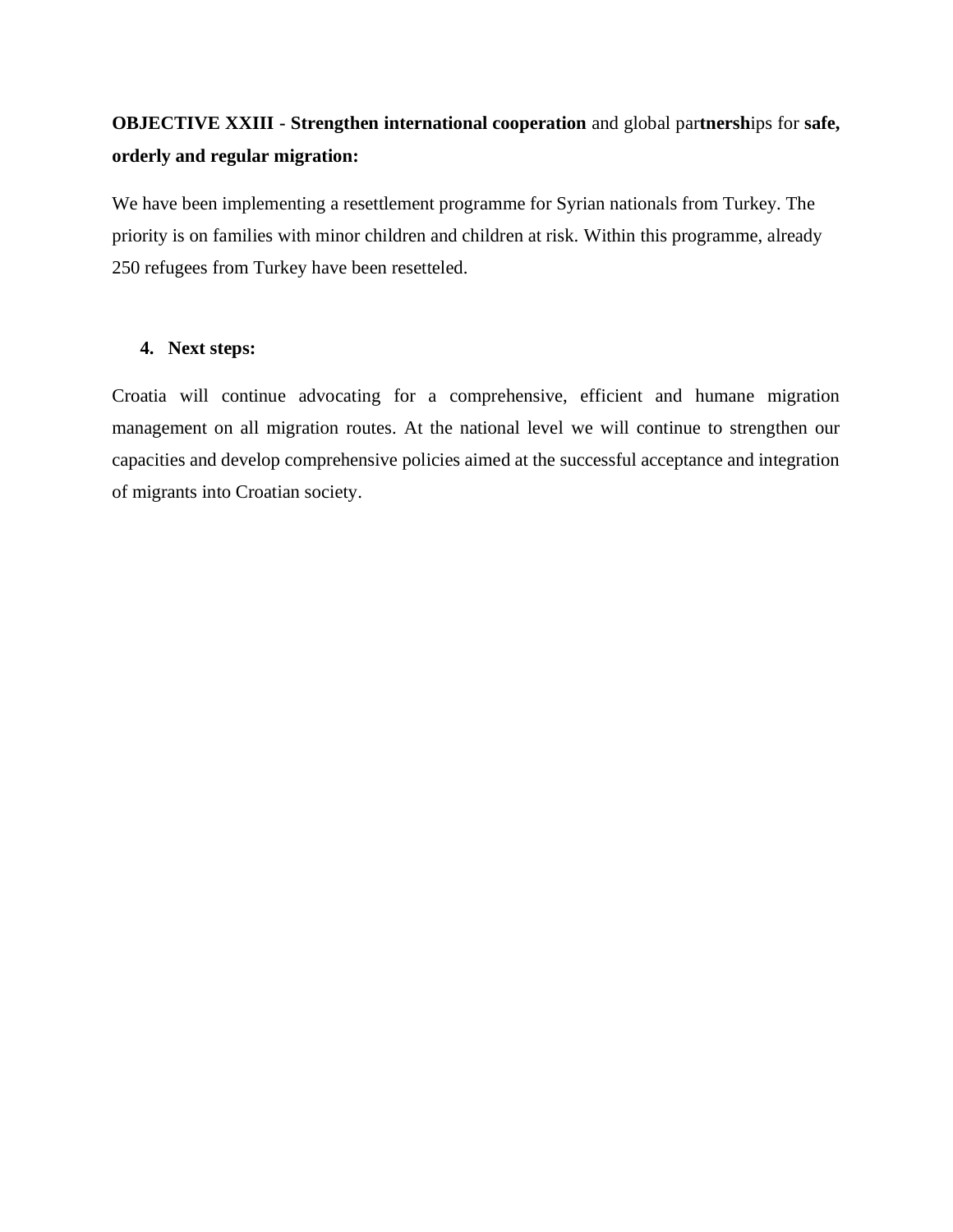**OBJECTIVE XXIII - Strengthen international cooperation** and global par**tnersh**ips for **safe, orderly and regular migration:**

We have been implementing a resettlement programme for Syrian nationals from Turkey. The priority is on families with minor children and children at risk. Within this programme, already 250 refugees from Turkey have been resetteled.

4. **Next steps:**

Croatia will continue advocating for a comprehensive, efficient and humane migration management on all migration routes. At the national level we will continue to strengthen our capacities and develop comprehensive policies aimed at the successful acceptance and integration of migrants into Croatian society.